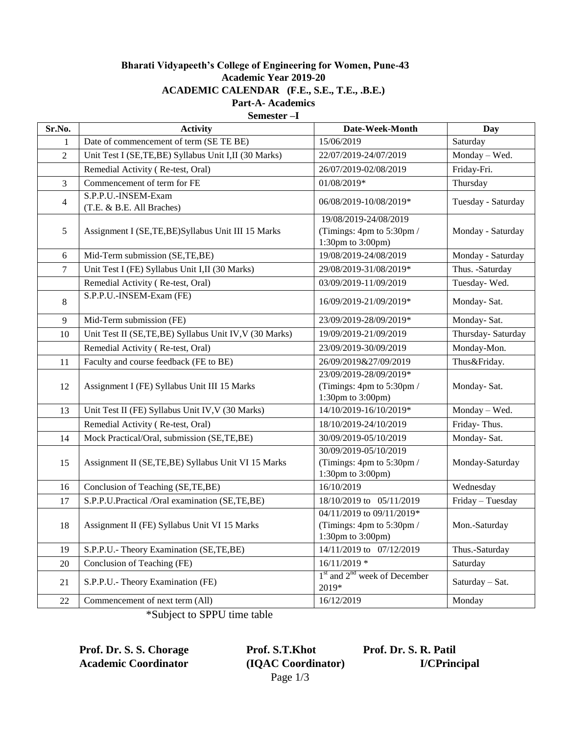**Bharati Vidyapeeth's College of Engineering for Women, Pune-43**

**Academic Year 2019-20**

**ACADEMIC CALENDAR (F.E., S.E., T.E., .B.E.)**

**Part-A- Academics**

**Semester –I**

| Sr.No. | Activity | Date-Week-Month | Day |
|---|---|---|---|
| 1 | Date of commencement of term (SE TE BE) | 15/06/2019 | Saturday |
| 2 | Unit Test I (SE,TE,BE) Syllabus Unit I,II (30 Marks) | 22/07/2019-24/07/2019 | Monday – Wed. |
| | Remedial Activity ( Re-test, Oral) | 26/07/2019-02/08/2019 | Friday-Fri. |
| 3 | Commencement of term for FE | 01/08/2019* | Thursday |
| 4 | S.P.P.U.-INSEM-Exam (T.E. & B.E. All Braches) | 06/08/2019-10/08/2019* | Tuesday - Saturday |
| 5 | Assignment I (SE,TE,BE)Syllabus Unit III 15 Marks | 19/08/2019-24/08/2019 (Timings: 4pm to 5:30pm / 1:30pm to 3:00pm) | Monday - Saturday |
| 6 | Mid-Term submission (SE,TE,BE) | 19/08/2019-24/08/2019 | Monday - Saturday |
| 7 | Unit Test I (FE) Syllabus Unit I,II (30 Marks) | 29/08/2019-31/08/2019* | Thus. -Saturday |
| | Remedial Activity ( Re-test, Oral) | 03/09/2019-11/09/2019 | Tuesday- Wed. |
| 8 | S.P.P.U.-INSEM-Exam (FE) | 16/09/2019-21/09/2019* | Monday- Sat. |
| 9 | Mid-Term submission (FE) | 23/09/2019-28/09/2019* | Monday- Sat. |
| 10 | Unit Test II (SE,TE,BE) Syllabus Unit IV,V (30 Marks) | 19/09/2019-21/09/2019 | Thursday- Saturday |
| | Remedial Activity ( Re-test, Oral) | 23/09/2019-30/09/2019 | Monday-Mon. |
| 11 | Faculty and course feedback (FE to BE) | 26/09/2019&27/09/2019 | Thus&Friday. |
| 12 | Assignment I (FE) Syllabus Unit III 15 Marks | 23/09/2019-28/09/2019* (Timings: 4pm to 5:30pm / 1:30pm to 3:00pm) | Monday- Sat. |
| 13 | Unit Test II (FE) Syllabus Unit IV,V (30 Marks) | 14/10/2019-16/10/2019* | Monday – Wed. |
| | Remedial Activity ( Re-test, Oral) | 18/10/2019-24/10/2019 | Friday- Thus. |
| 14 | Mock Practical/Oral, submission (SE,TE,BE) | 30/09/2019-05/10/2019 | Monday- Sat. |
| 15 | Assignment II (SE,TE,BE) Syllabus Unit VI 15 Marks | 30/09/2019-05/10/2019 (Timings: 4pm to 5:30pm / 1:30pm to 3:00pm) | Monday-Saturday |
| 16 | Conclusion of Teaching (SE,TE,BE) | 16/10/2019 | Wednesday |
| 17 | S.P.P.U.Practical /Oral examination (SE,TE,BE) | 18/10/2019 to 05/11/2019 | Friday – Tuesday |
| 18 | Assignment II (FE) Syllabus Unit VI 15 Marks | 04/11/2019 to 09/11/2019* (Timings: 4pm to 5:30pm / 1:30pm to 3:00pm) | Mon.-Saturday |
| 19 | S.P.P.U.- Theory Examination (SE,TE,BE) | 14/11/2019 to 07/12/2019 | Thus.-Saturday |
| 20 | Conclusion of Teaching (FE) | 16/11/2019 * | Saturday |
| 21 | S.P.P.U.- Theory Examination (FE) | 1st and 2nd week of December 2019* | Saturday – Sat. |
| 22 | Commencement of next term (All) | 16/12/2019 | Monday |

*Subject to SPPU time table

**Prof. Dr. S. S. Chorage**
**Academic Coordinator**

**Prof. S.T.Khot**
**(IQAC Coordinator)**

**Prof. Dr. S. R. Patil**
**I/CPrincipal**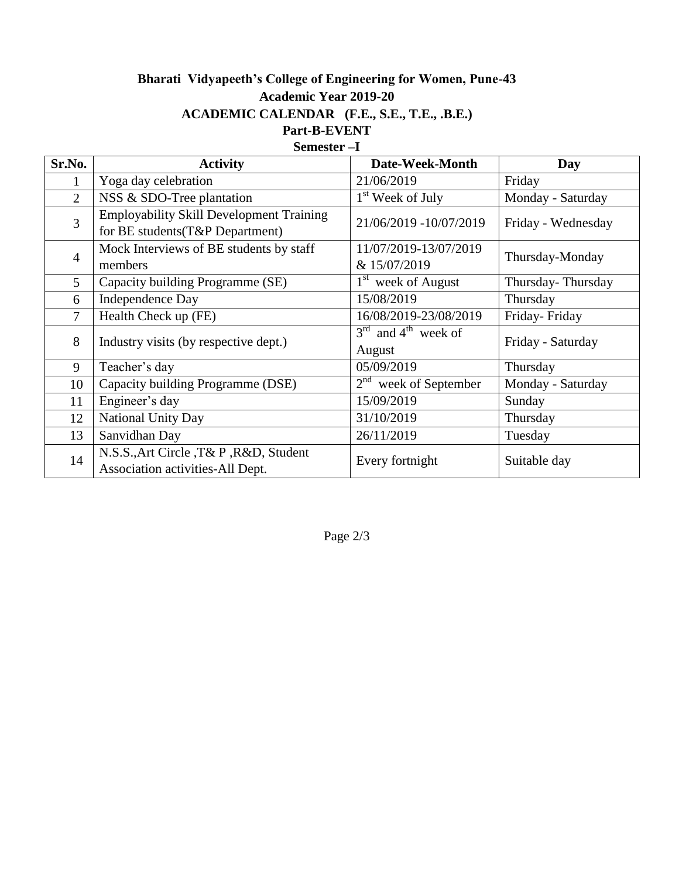# Bharati Vidyapeeth's College of Engineering for Women, Pune-43

## Academic Year 2019-20

## ACADEMIC CALENDAR (F.E., S.E., T.E., .B.E.)

### Part-B-EVENT

### Semester –I

| Sr.No. | Activity | Date-Week-Month | Day |
|---|---|---|---|
| 1 | Yoga day celebration | 21/06/2019 | Friday |
| 2 | NSS & SDO-Tree plantation | 1st Week of July | Monday - Saturday |
| 3 | Employability Skill Development Training for BE students(T&P Department) | 21/06/2019 -10/07/2019 | Friday - Wednesday |
| 4 | Mock Interviews of BE students by staff members | 11/07/2019-13/07/2019 & 15/07/2019 | Thursday-Monday |
| 5 | Capacity building Programme (SE) | 1st week of August | Thursday- Thursday |
| 6 | Independence Day | 15/08/2019 | Thursday |
| 7 | Health Check up (FE) | 16/08/2019-23/08/2019 | Friday- Friday |
| 8 | Industry visits (by respective dept.) | 3rd and 4th week of August | Friday - Saturday |
| 9 | Teacher's day | 05/09/2019 | Thursday |
| 10 | Capacity building Programme (DSE) | 2nd week of September | Monday - Saturday |
| 11 | Engineer's day | 15/09/2019 | Sunday |
| 12 | National Unity Day | 31/10/2019 | Thursday |
| 13 | Sanvidhan Day | 26/11/2019 | Tuesday |
| 14 | N.S.S.,Art Circle ,T& P ,R&D, Student Association activities-All Dept. | Every fortnight | Suitable day |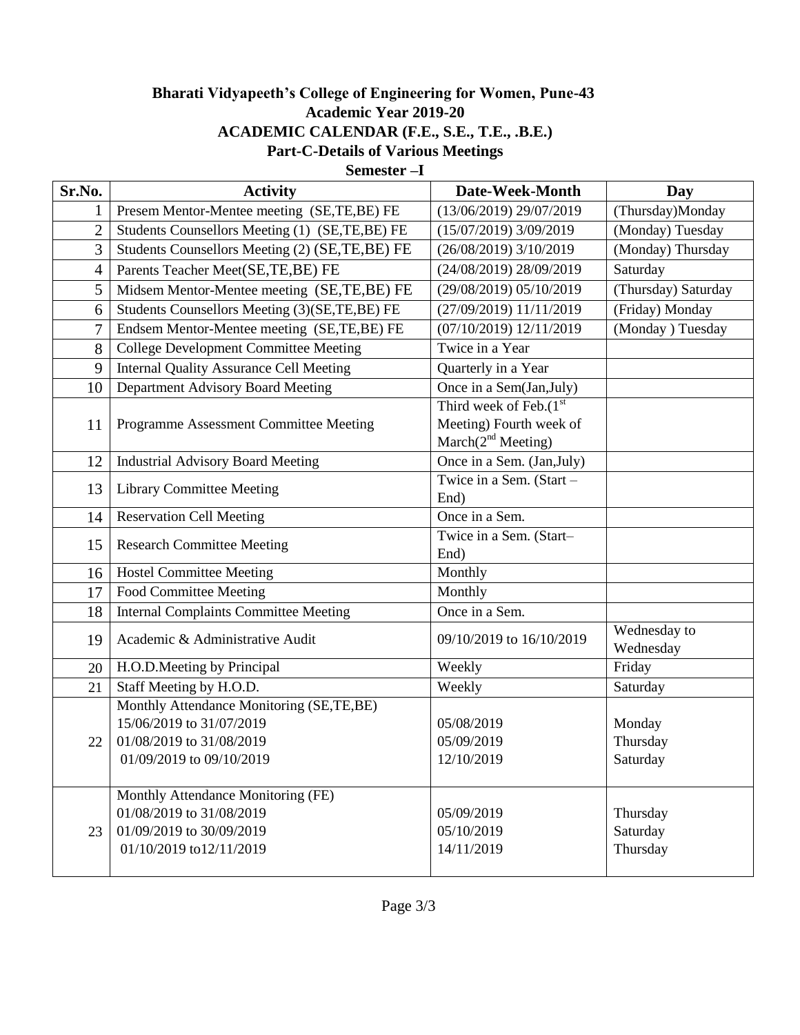**Bharati Vidyapeeth's College of Engineering for Women, Pune-43**

**Academic Year 2019-20**

**ACADEMIC CALENDAR (F.E., S.E., T.E., .B.E.)**

**Part-C-Details of Various Meetings**

**Semester –I**

| Sr.No. | Activity | Date-Week-Month | Day |
|---|---|---|---|
| 1 | Presem Mentor-Mentee meeting (SE,TE,BE) FE | (13/06/2019) 29/07/2019 | (Thursday)Monday |
| 2 | Students Counsellors Meeting (1) (SE,TE,BE) FE | (15/07/2019) 3/09/2019 | (Monday) Tuesday |
| 3 | Students Counsellors Meeting (2) (SE,TE,BE) FE | (26/08/2019) 3/10/2019 | (Monday) Thursday |
| 4 | Parents Teacher Meet(SE,TE,BE) FE | (24/08/2019) 28/09/2019 | Saturday |
| 5 | Midsem Mentor-Mentee meeting (SE,TE,BE) FE | (29/08/2019) 05/10/2019 | (Thursday) Saturday |
| 6 | Students Counsellors Meeting (3)(SE,TE,BE) FE | (27/09/2019) 11/11/2019 | (Friday) Monday |
| 7 | Endsem Mentor-Mentee meeting (SE,TE,BE) FE | (07/10/2019) 12/11/2019 | (Monday ) Tuesday |
| 8 | College Development Committee Meeting | Twice in a Year | |
| 9 | Internal Quality Assurance Cell Meeting | Quarterly in a Year | |
| 10 | Department Advisory Board Meeting | Once in a Sem(Jan,July) | |
| 11 | Programme Assessment Committee Meeting | Third week of Feb.(1st Meeting) Fourth week of March(2nd Meeting) | |
| 12 | Industrial Advisory Board Meeting | Once in a Sem. (Jan,July) | |
| 13 | Library Committee Meeting | Twice in a Sem. (Start – End) | |
| 14 | Reservation Cell Meeting | Once in a Sem. | |
| 15 | Research Committee Meeting | Twice in a Sem. (Start– End) | |
| 16 | Hostel Committee Meeting | Monthly | |
| 17 | Food Committee Meeting | Monthly | |
| 18 | Internal Complaints Committee Meeting | Once in a Sem. | |
| 19 | Academic & Administrative Audit | 09/10/2019 to 16/10/2019 | Wednesday to Wednesday |
| 20 | H.O.D.Meeting by Principal | Weekly | Friday |
| 21 | Staff Meeting by H.O.D. | Weekly | Saturday |
| 22 | Monthly Attendance Monitoring (SE,TE,BE)<br>15/06/2019 to 31/07/2019<br>01/08/2019 to 31/08/2019<br>01/09/2019 to 09/10/2019 | <br>05/08/2019<br>05/09/2019<br>12/10/2019 | <br>Monday<br>Thursday<br>Saturday |
| 23 | Monthly Attendance Monitoring (FE)<br>01/08/2019 to 31/08/2019<br>01/09/2019 to 30/09/2019<br>01/10/2019 to12/11/2019 | <br>05/09/2019<br>05/10/2019<br>14/11/2019 | <br>Thursday<br>Saturday<br>Thursday |